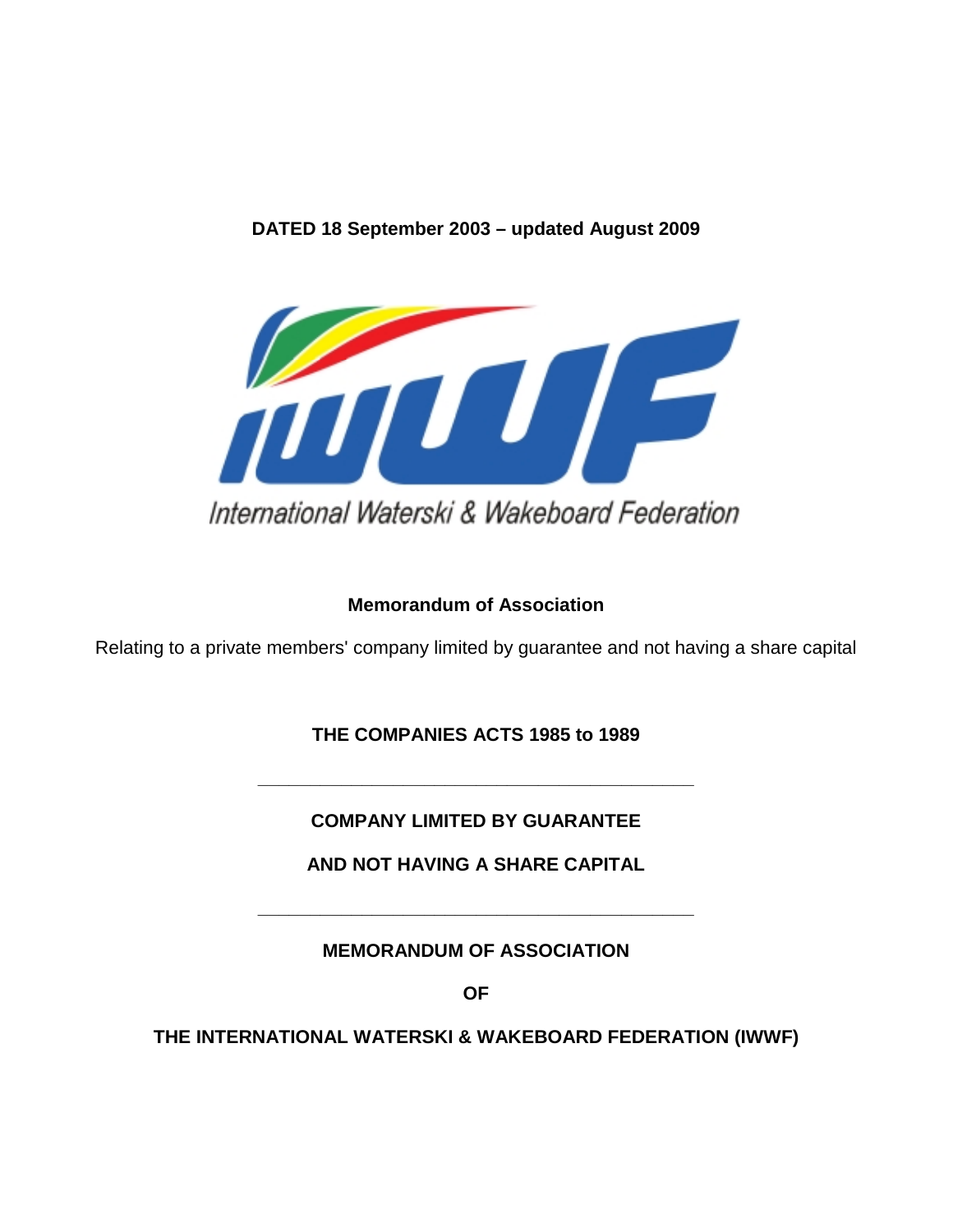**DATED 18 September 2003 – updated August 2009**

International Waterski & Wakeboard Federation

**Memorandum of Association**

Relating to a private members' company limited by guarantee and not having a share capital

**THE COMPANIES ACTS 1985 to 1989**

---

**COMPANY LIMITED BY GUARANTEE**

**AND NOT HAVING A SHARE CAPITAL**

---

**MEMORANDUM OF ASSOCIATION**

**OF**

**THE INTERNATIONAL WATERSKI & WAKEBOARD FEDERATION (IWWF)**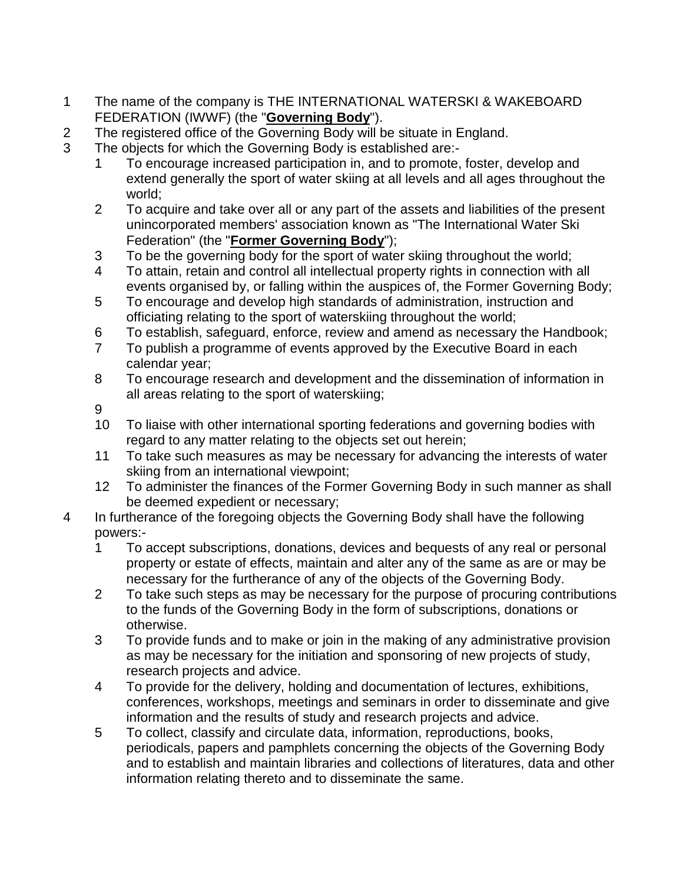1 The name of the company is THE INTERNATIONAL WATERSKI & WAKEBOARD FEDERATION (IWWF) (the "**Governing Body**").

2 The registered office of the Governing Body will be situate in England.

3 The objects for which the Governing Body is established are:-

   1 To encourage increased participation in, and to promote, foster, develop and extend generally the sport of water skiing at all levels and all ages throughout the world;

   2 To acquire and take over all or any part of the assets and liabilities of the present unincorporated members' association known as "The International Water Ski Federation" (the "**Former Governing Body**");

   3 To be the governing body for the sport of water skiing throughout the world;

   4 To attain, retain and control all intellectual property rights in connection with all events organised by, or falling within the auspices of, the Former Governing Body;

   5 To encourage and develop high standards of administration, instruction and officiating relating to the sport of waterskiing throughout the world;

   6 To establish, safeguard, enforce, review and amend as necessary the Handbook;

   7 To publish a programme of events approved by the Executive Board in each calendar year;

   8 To encourage research and development and the dissemination of information in all areas relating to the sport of waterskiing;

   9

   10 To liaise with other international sporting federations and governing bodies with regard to any matter relating to the objects set out herein;

   11 To take such measures as may be necessary for advancing the interests of water skiing from an international viewpoint;

   12 To administer the finances of the Former Governing Body in such manner as shall be deemed expedient or necessary;

4 In furtherance of the foregoing objects the Governing Body shall have the following powers:-

   1 To accept subscriptions, donations, devices and bequests of any real or personal property or estate of effects, maintain and alter any of the same as are or may be necessary for the furtherance of any of the objects of the Governing Body.

   2 To take such steps as may be necessary for the purpose of procuring contributions to the funds of the Governing Body in the form of subscriptions, donations or otherwise.

   3 To provide funds and to make or join in the making of any administrative provision as may be necessary for the initiation and sponsoring of new projects of study, research projects and advice.

   4 To provide for the delivery, holding and documentation of lectures, exhibitions, conferences, workshops, meetings and seminars in order to disseminate and give information and the results of study and research projects and advice.

   5 To collect, classify and circulate data, information, reproductions, books, periodicals, papers and pamphlets concerning the objects of the Governing Body and to establish and maintain libraries and collections of literatures, data and other information relating thereto and to disseminate the same.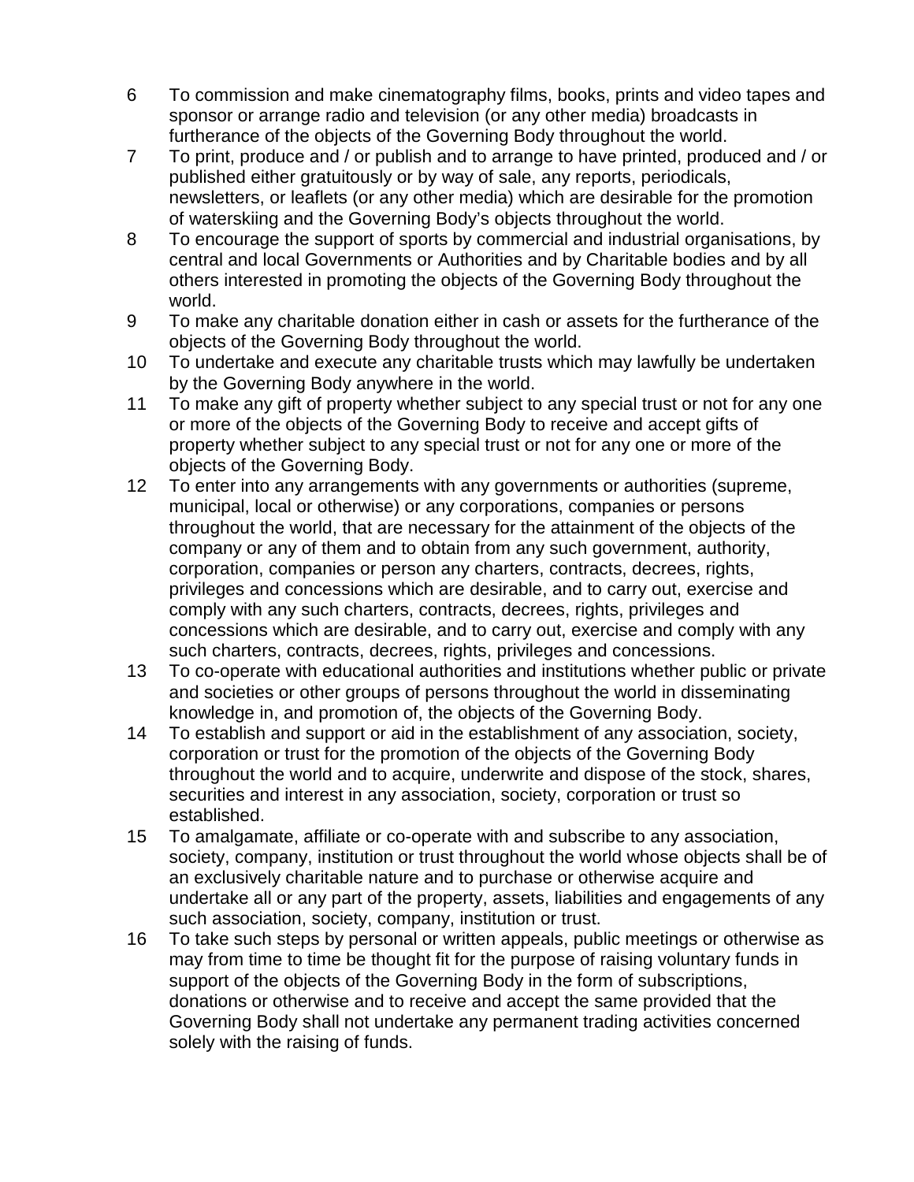6 To commission and make cinematography films, books, prints and video tapes and sponsor or arrange radio and television (or any other media) broadcasts in furtherance of the objects of the Governing Body throughout the world.

7 To print, produce and / or publish and to arrange to have printed, produced and / or published either gratuitously or by way of sale, any reports, periodicals, newsletters, or leaflets (or any other media) which are desirable for the promotion of waterskiing and the Governing Body's objects throughout the world.

8 To encourage the support of sports by commercial and industrial organisations, by central and local Governments or Authorities and by Charitable bodies and by all others interested in promoting the objects of the Governing Body throughout the world.

9 To make any charitable donation either in cash or assets for the furtherance of the objects of the Governing Body throughout the world.

10 To undertake and execute any charitable trusts which may lawfully be undertaken by the Governing Body anywhere in the world.

11 To make any gift of property whether subject to any special trust or not for any one or more of the objects of the Governing Body to receive and accept gifts of property whether subject to any special trust or not for any one or more of the objects of the Governing Body.

12 To enter into any arrangements with any governments or authorities (supreme, municipal, local or otherwise) or any corporations, companies or persons throughout the world, that are necessary for the attainment of the objects of the company or any of them and to obtain from any such government, authority, corporation, companies or person any charters, contracts, decrees, rights, privileges and concessions which are desirable, and to carry out, exercise and comply with any such charters, contracts, decrees, rights, privileges and concessions which are desirable, and to carry out, exercise and comply with any such charters, contracts, decrees, rights, privileges and concessions.

13 To co-operate with educational authorities and institutions whether public or private and societies or other groups of persons throughout the world in disseminating knowledge in, and promotion of, the objects of the Governing Body.

14 To establish and support or aid in the establishment of any association, society, corporation or trust for the promotion of the objects of the Governing Body throughout the world and to acquire, underwrite and dispose of the stock, shares, securities and interest in any association, society, corporation or trust so established.

15 To amalgamate, affiliate or co-operate with and subscribe to any association, society, company, institution or trust throughout the world whose objects shall be of an exclusively charitable nature and to purchase or otherwise acquire and undertake all or any part of the property, assets, liabilities and engagements of any such association, society, company, institution or trust.

16 To take such steps by personal or written appeals, public meetings or otherwise as may from time to time be thought fit for the purpose of raising voluntary funds in support of the objects of the Governing Body in the form of subscriptions, donations or otherwise and to receive and accept the same provided that the Governing Body shall not undertake any permanent trading activities concerned solely with the raising of funds.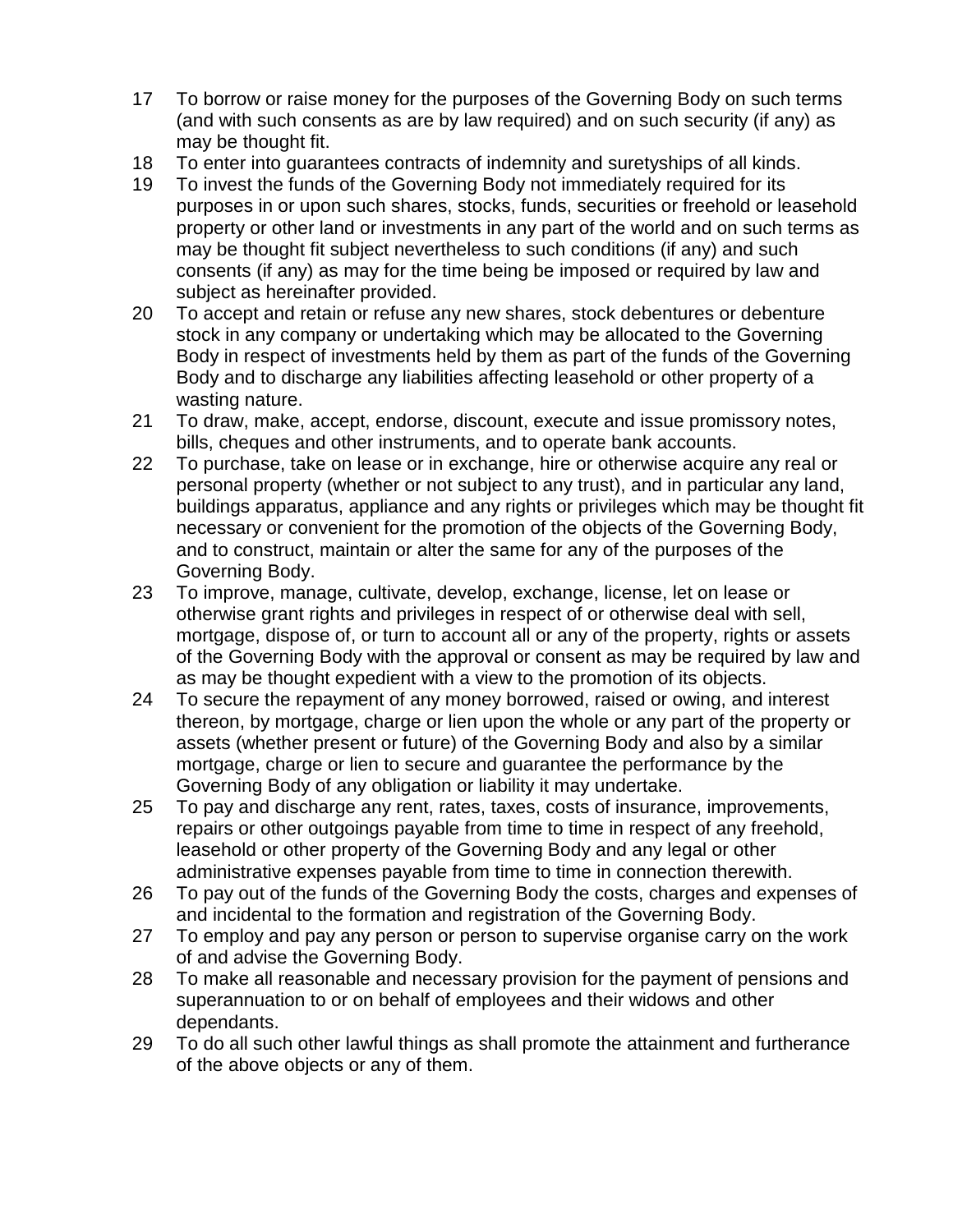17 To borrow or raise money for the purposes of the Governing Body on such terms (and with such consents as are by law required) and on such security (if any) as may be thought fit.

18 To enter into guarantees contracts of indemnity and suretyships of all kinds.

19 To invest the funds of the Governing Body not immediately required for its purposes in or upon such shares, stocks, funds, securities or freehold or leasehold property or other land or investments in any part of the world and on such terms as may be thought fit subject nevertheless to such conditions (if any) and such consents (if any) as may for the time being be imposed or required by law and subject as hereinafter provided.

20 To accept and retain or refuse any new shares, stock debentures or debenture stock in any company or undertaking which may be allocated to the Governing Body in respect of investments held by them as part of the funds of the Governing Body and to discharge any liabilities affecting leasehold or other property of a wasting nature.

21 To draw, make, accept, endorse, discount, execute and issue promissory notes, bills, cheques and other instruments, and to operate bank accounts.

22 To purchase, take on lease or in exchange, hire or otherwise acquire any real or personal property (whether or not subject to any trust), and in particular any land, buildings apparatus, appliance and any rights or privileges which may be thought fit necessary or convenient for the promotion of the objects of the Governing Body, and to construct, maintain or alter the same for any of the purposes of the Governing Body.

23 To improve, manage, cultivate, develop, exchange, license, let on lease or otherwise grant rights and privileges in respect of or otherwise deal with sell, mortgage, dispose of, or turn to account all or any of the property, rights or assets of the Governing Body with the approval or consent as may be required by law and as may be thought expedient with a view to the promotion of its objects.

24 To secure the repayment of any money borrowed, raised or owing, and interest thereon, by mortgage, charge or lien upon the whole or any part of the property or assets (whether present or future) of the Governing Body and also by a similar mortgage, charge or lien to secure and guarantee the performance by the Governing Body of any obligation or liability it may undertake.

25 To pay and discharge any rent, rates, taxes, costs of insurance, improvements, repairs or other outgoings payable from time to time in respect of any freehold, leasehold or other property of the Governing Body and any legal or other administrative expenses payable from time to time in connection therewith.

26 To pay out of the funds of the Governing Body the costs, charges and expenses of and incidental to the formation and registration of the Governing Body.

27 To employ and pay any person or person to supervise organise carry on the work of and advise the Governing Body.

28 To make all reasonable and necessary provision for the payment of pensions and superannuation to or on behalf of employees and their widows and other dependants.

29 To do all such other lawful things as shall promote the attainment and furtherance of the above objects or any of them.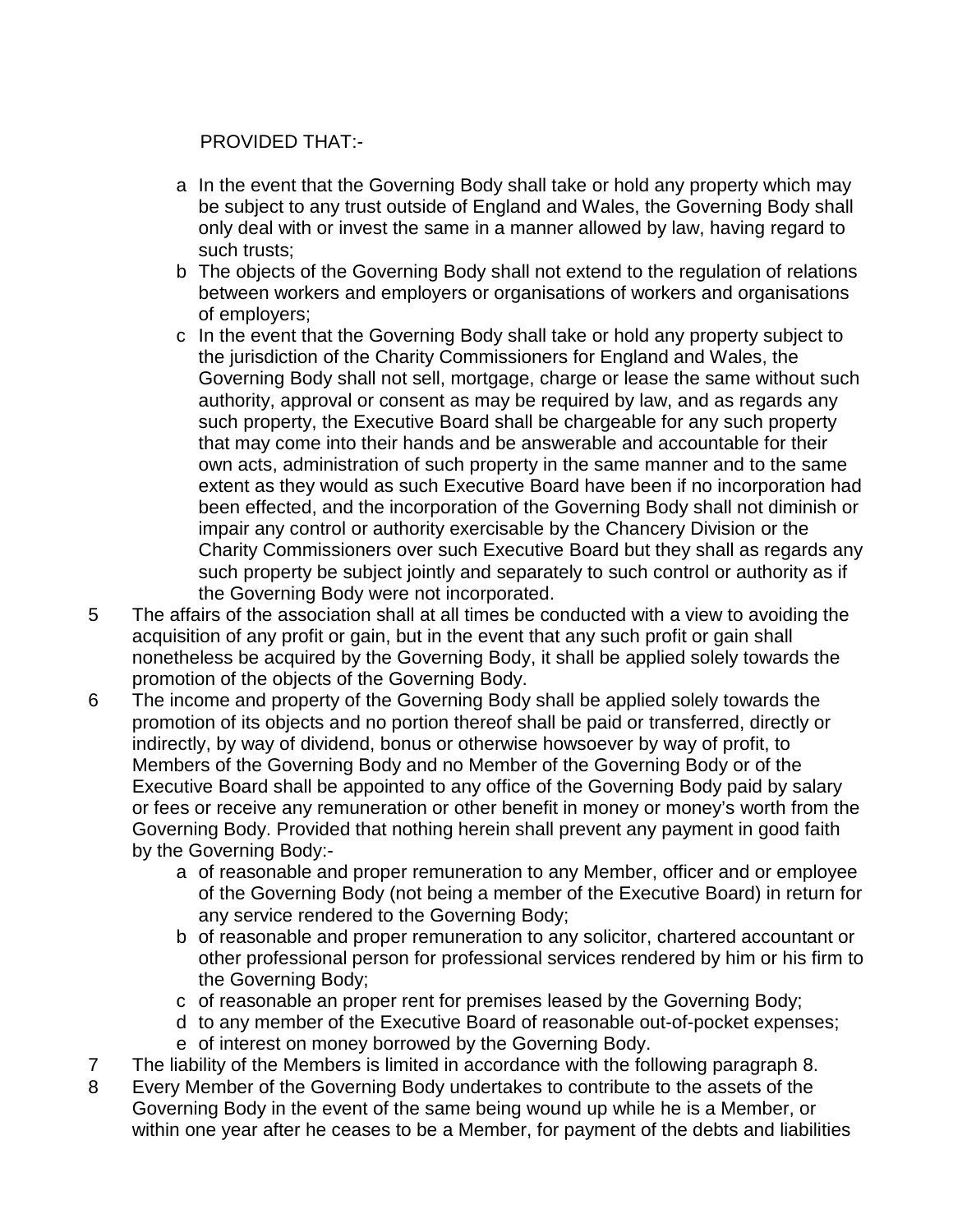PROVIDED THAT:-

- a In the event that the Governing Body shall take or hold any property which may be subject to any trust outside of England and Wales, the Governing Body shall only deal with or invest the same in a manner allowed by law, having regard to such trusts;
- b The objects of the Governing Body shall not extend to the regulation of relations between workers and employers or organisations of workers and organisations of employers;
- c In the event that the Governing Body shall take or hold any property subject to the jurisdiction of the Charity Commissioners for England and Wales, the Governing Body shall not sell, mortgage, charge or lease the same without such authority, approval or consent as may be required by law, and as regards any such property, the Executive Board shall be chargeable for any such property that may come into their hands and be answerable and accountable for their own acts, administration of such property in the same manner and to the same extent as they would as such Executive Board have been if no incorporation had been effected, and the incorporation of the Governing Body shall not diminish or impair any control or authority exercisable by the Chancery Division or the Charity Commissioners over such Executive Board but they shall as regards any such property be subject jointly and separately to such control or authority as if the Governing Body were not incorporated.

5 The affairs of the association shall at all times be conducted with a view to avoiding the acquisition of any profit or gain, but in the event that any such profit or gain shall nonetheless be acquired by the Governing Body, it shall be applied solely towards the promotion of the objects of the Governing Body.

6 The income and property of the Governing Body shall be applied solely towards the promotion of its objects and no portion thereof shall be paid or transferred, directly or indirectly, by way of dividend, bonus or otherwise howsoever by way of profit, to Members of the Governing Body and no Member of the Governing Body or of the Executive Board shall be appointed to any office of the Governing Body paid by salary or fees or receive any remuneration or other benefit in money or money's worth from the Governing Body. Provided that nothing herein shall prevent any payment in good faith by the Governing Body:-

- a of reasonable and proper remuneration to any Member, officer and or employee of the Governing Body (not being a member of the Executive Board) in return for any service rendered to the Governing Body;
- b of reasonable and proper remuneration to any solicitor, chartered accountant or other professional person for professional services rendered by him or his firm to the Governing Body;
- c of reasonable an proper rent for premises leased by the Governing Body;
- d to any member of the Executive Board of reasonable out-of-pocket expenses;
- e of interest on money borrowed by the Governing Body.

7 The liability of the Members is limited in accordance with the following paragraph 8.

8 Every Member of the Governing Body undertakes to contribute to the assets of the Governing Body in the event of the same being wound up while he is a Member, or within one year after he ceases to be a Member, for payment of the debts and liabilities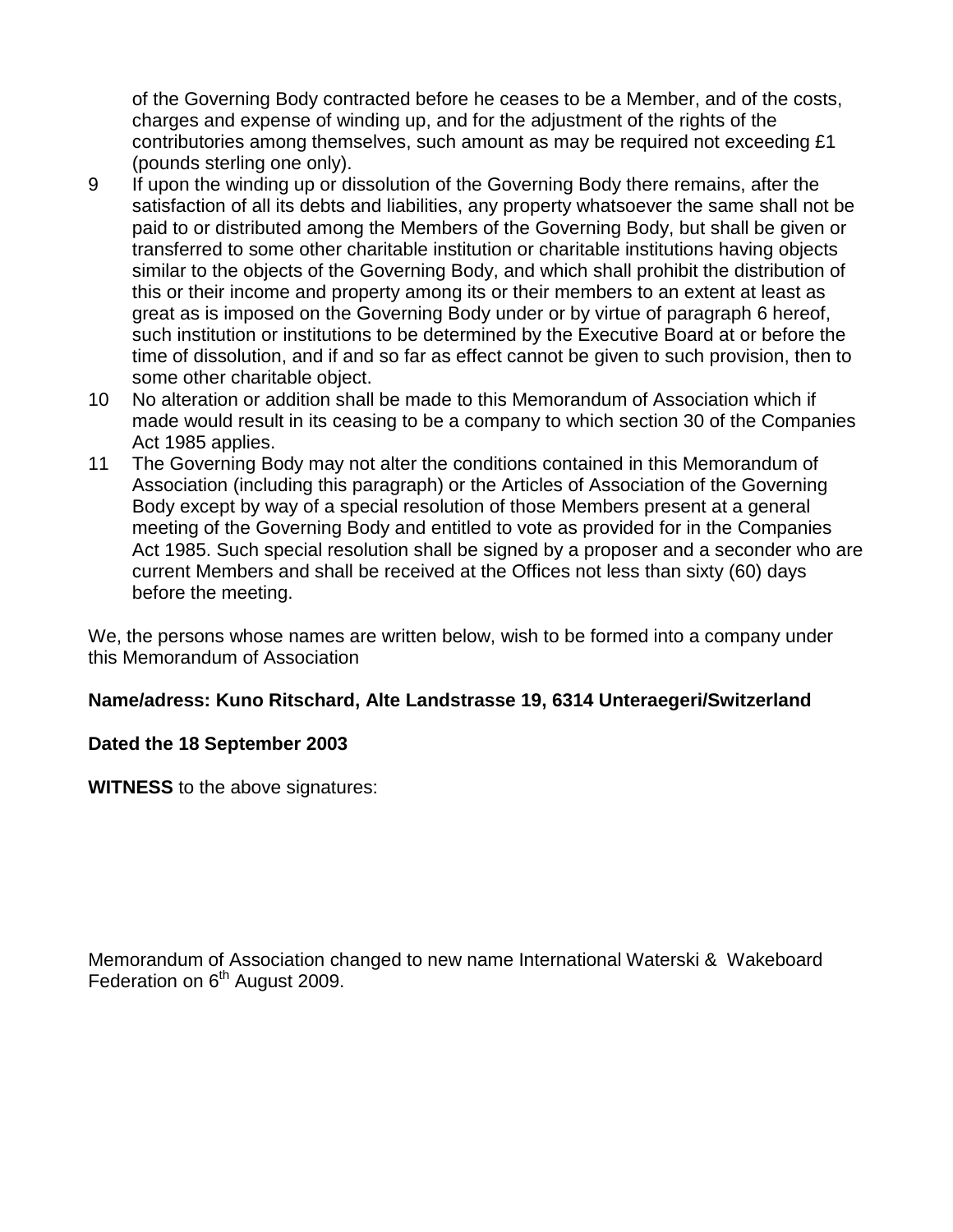of the Governing Body contracted before he ceases to be a Member, and of the costs, charges and expense of winding up, and for the adjustment of the rights of the contributories among themselves, such amount as may be required not exceeding £1 (pounds sterling one only).

9 If upon the winding up or dissolution of the Governing Body there remains, after the satisfaction of all its debts and liabilities, any property whatsoever the same shall not be paid to or distributed among the Members of the Governing Body, but shall be given or transferred to some other charitable institution or charitable institutions having objects similar to the objects of the Governing Body, and which shall prohibit the distribution of this or their income and property among its or their members to an extent at least as great as is imposed on the Governing Body under or by virtue of paragraph 6 hereof, such institution or institutions to be determined by the Executive Board at or before the time of dissolution, and if and so far as effect cannot be given to such provision, then to some other charitable object.

10 No alteration or addition shall be made to this Memorandum of Association which if made would result in its ceasing to be a company to which section 30 of the Companies Act 1985 applies.

11 The Governing Body may not alter the conditions contained in this Memorandum of Association (including this paragraph) or the Articles of Association of the Governing Body except by way of a special resolution of those Members present at a general meeting of the Governing Body and entitled to vote as provided for in the Companies Act 1985. Such special resolution shall be signed by a proposer and a seconder who are current Members and shall be received at the Offices not less than sixty (60) days before the meeting.

We, the persons whose names are written below, wish to be formed into a company under this Memorandum of Association

**Name/adress: Kuno Ritschard, Alte Landstrasse 19, 6314 Unteraegeri/Switzerland**

**Dated the 18 September 2003**

**WITNESS** to the above signatures:

Memorandum of Association changed to new name International Waterski & Wakeboard Federation on 6th August 2009.